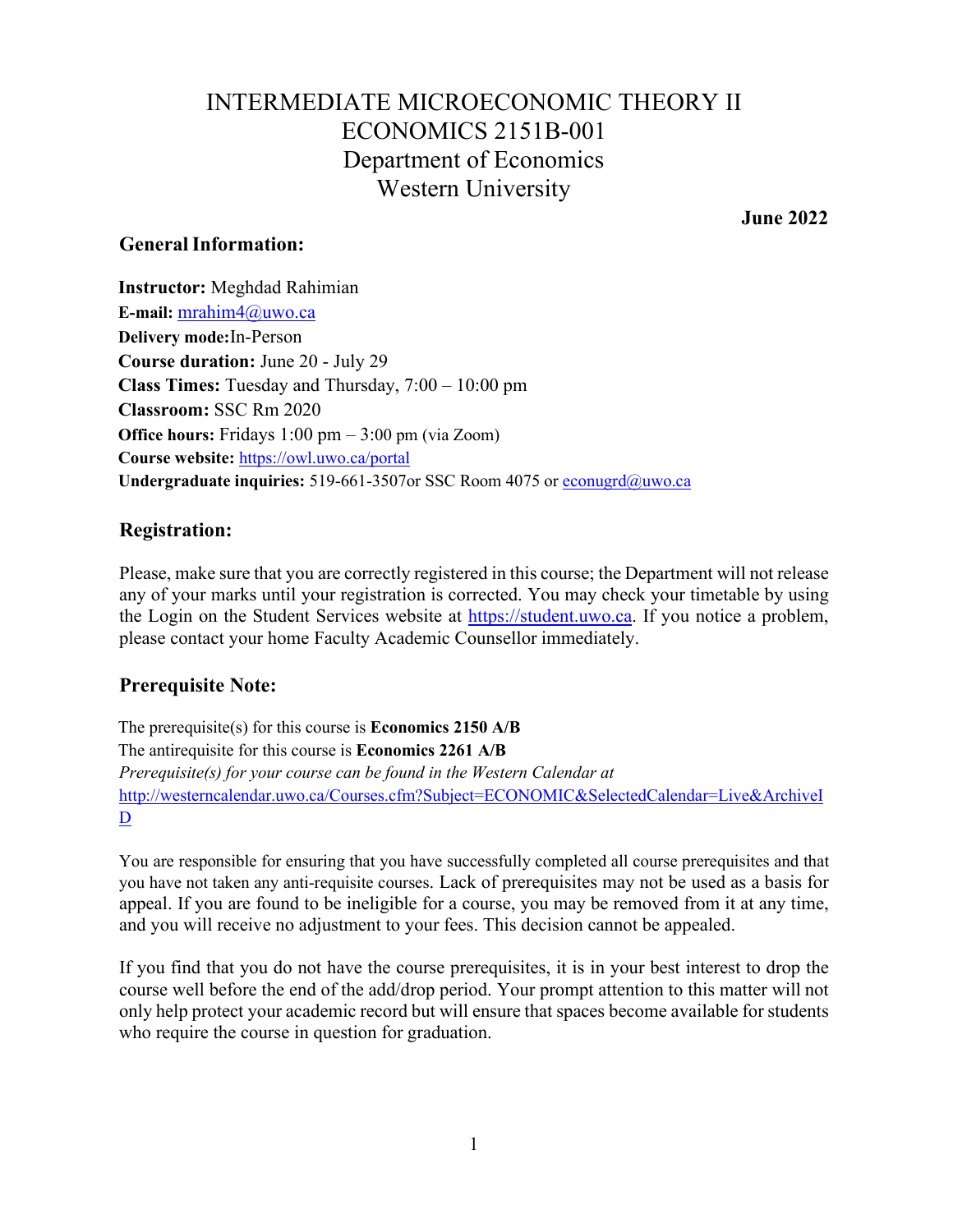# INTERMEDIATE MICROECONOMIC THEORY II
# ECONOMICS 2151B-001
# Department of Economics
# Western University

**June 2022**

## General Information:

**Instructor:** Meghdad Rahimian
**E-mail:** mrahim4@uwo.ca
**Delivery mode:** In-Person
**Course duration:** June 20 - July 29
**Class Times:** Tuesday and Thursday, 7:00 – 10:00 pm
**Classroom:** SSC Rm 2020
**Office hours:** Fridays 1:00 pm – 3:00 pm (via Zoom)
**Course website:** https://owl.uwo.ca/portal
**Undergraduate inquiries:** 519-661-3507or SSC Room 4075 or econugrd@uwo.ca

## Registration:

Please, make sure that you are correctly registered in this course; the Department will not release any of your marks until your registration is corrected. You may check your timetable by using the Login on the Student Services website at https://student.uwo.ca. If you notice a problem, please contact your home Faculty Academic Counsellor immediately.

## Prerequisite Note:

The prerequisite(s) for this course is **Economics 2150 A/B**
The antirequisite for this course is **Economics 2261 A/B**
*Prerequisite(s) for your course can be found in the Western Calendar at*
http://westerncalendar.uwo.ca/Courses.cfm?Subject=ECONOMIC&SelectedCalendar=Live&ArchiveID

You are responsible for ensuring that you have successfully completed all course prerequisites and that you have not taken any anti-requisite courses. Lack of prerequisites may not be used as a basis for appeal. If you are found to be ineligible for a course, you may be removed from it at any time, and you will receive no adjustment to your fees. This decision cannot be appealed.

If you find that you do not have the course prerequisites, it is in your best interest to drop the course well before the end of the add/drop period. Your prompt attention to this matter will not only help protect your academic record but will ensure that spaces become available for students who require the course in question for graduation.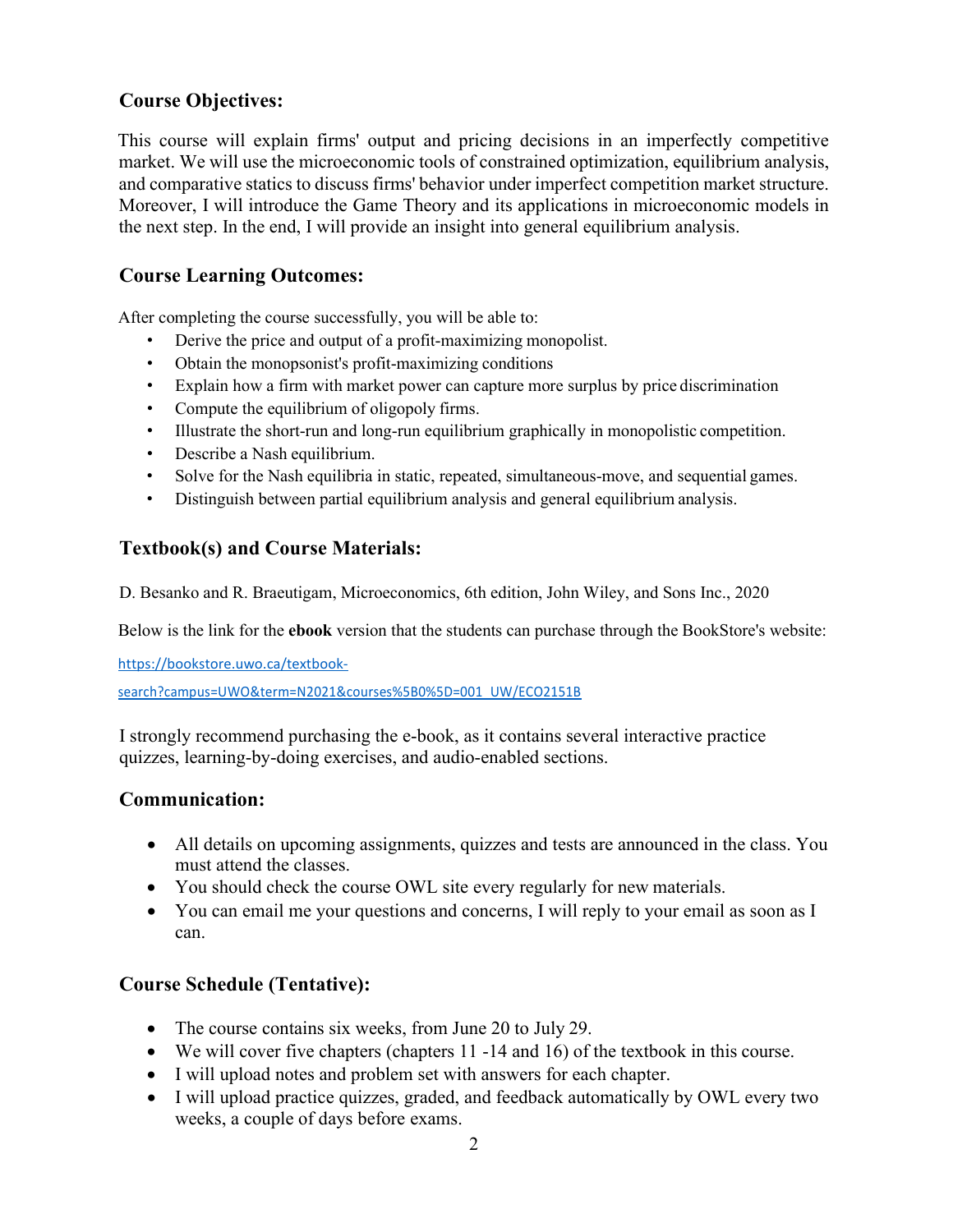## Course Objectives:

This course will explain firms' output and pricing decisions in an imperfectly competitive market. We will use the microeconomic tools of constrained optimization, equilibrium analysis, and comparative statics to discuss firms' behavior under imperfect competition market structure. Moreover, I will introduce the Game Theory and its applications in microeconomic models in the next step. In the end, I will provide an insight into general equilibrium analysis.

## Course Learning Outcomes:

After completing the course successfully, you will be able to:

- Derive the price and output of a profit-maximizing monopolist.
- Obtain the monopsonist's profit-maximizing conditions
- Explain how a firm with market power can capture more surplus by price discrimination
- Compute the equilibrium of oligopoly firms.
- Illustrate the short-run and long-run equilibrium graphically in monopolistic competition.
- Describe a Nash equilibrium.
- Solve for the Nash equilibria in static, repeated, simultaneous-move, and sequential games.
- Distinguish between partial equilibrium analysis and general equilibrium analysis.

## Textbook(s) and Course Materials:

D. Besanko and R. Braeutigam, Microeconomics, 6th edition, John Wiley, and Sons Inc., 2020

Below is the link for the **ebook** version that the students can purchase through the BookStore's website:

https://bookstore.uwo.ca/textbook-search?campus=UWO&term=N2021&courses%5B0%5D=001_UW/ECO2151B

I strongly recommend purchasing the e-book, as it contains several interactive practice quizzes, learning-by-doing exercises, and audio-enabled sections.

## Communication:

- All details on upcoming assignments, quizzes and tests are announced in the class. You must attend the classes.
- You should check the course OWL site every regularly for new materials.
- You can email me your questions and concerns, I will reply to your email as soon as I can.

## Course Schedule (Tentative):

- The course contains six weeks, from June 20 to July 29.
- We will cover five chapters (chapters 11 -14 and 16) of the textbook in this course.
- I will upload notes and problem set with answers for each chapter.
- I will upload practice quizzes, graded, and feedback automatically by OWL every two weeks, a couple of days before exams.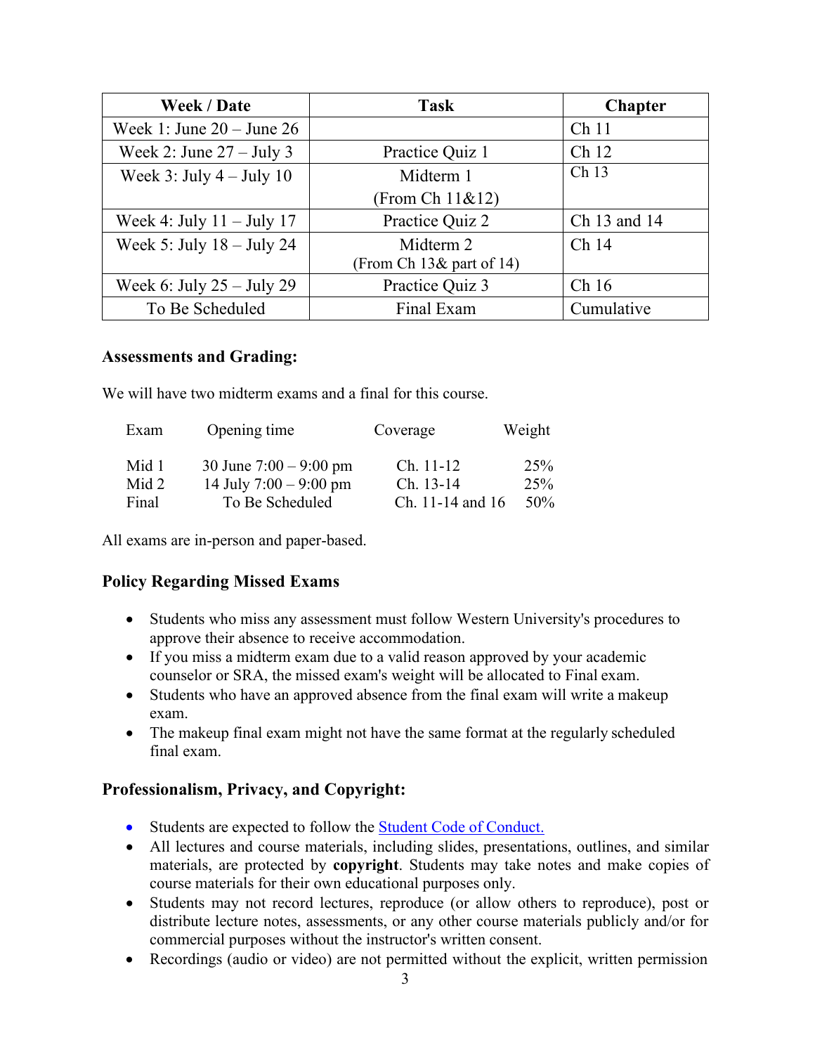| Week / Date | Task | Chapter |
|---|---|---|
| Week 1: June 20 – June 26 | | Ch 11 |
| Week 2: June 27 – July 3 | Practice Quiz 1 | Ch 12 |
| Week 3: July 4 – July 10 | Midterm 1 (From Ch 11&12) | Ch 13 |
| Week 4: July 11 – July 17 | Practice Quiz 2 | Ch 13 and 14 |
| Week 5: July 18 – July 24 | Midterm 2 (From Ch 13& part of 14) | Ch 14 |
| Week 6: July 25 – July 29 | Practice Quiz 3 | Ch 16 |
| To Be Scheduled | Final Exam | Cumulative |

### Assessments and Grading:

We will have two midterm exams and a final for this course.

| Exam | Opening time | Coverage | Weight |
|---|---|---|---|
| Mid 1 | 30 June 7:00 – 9:00 pm | Ch. 11-12 | 25% |
| Mid 2 | 14 July 7:00 – 9:00 pm | Ch. 13-14 | 25% |
| Final | To Be Scheduled | Ch. 11-14 and 16 | 50% |

All exams are in-person and paper-based.

### Policy Regarding Missed Exams

- Students who miss any assessment must follow Western University's procedures to approve their absence to receive accommodation.
- If you miss a midterm exam due to a valid reason approved by your academic counselor or SRA, the missed exam's weight will be allocated to Final exam.
- Students who have an approved absence from the final exam will write a makeup exam.
- The makeup final exam might not have the same format at the regularly scheduled final exam.

### Professionalism, Privacy, and Copyright:

- Students are expected to follow the [Student Code of Conduct.]()
- All lectures and course materials, including slides, presentations, outlines, and similar materials, are protected by **copyright**. Students may take notes and make copies of course materials for their own educational purposes only.
- Students may not record lectures, reproduce (or allow others to reproduce), post or distribute lecture notes, assessments, or any other course materials publicly and/or for commercial purposes without the instructor's written consent.
- Recordings (audio or video) are not permitted without the explicit, written permission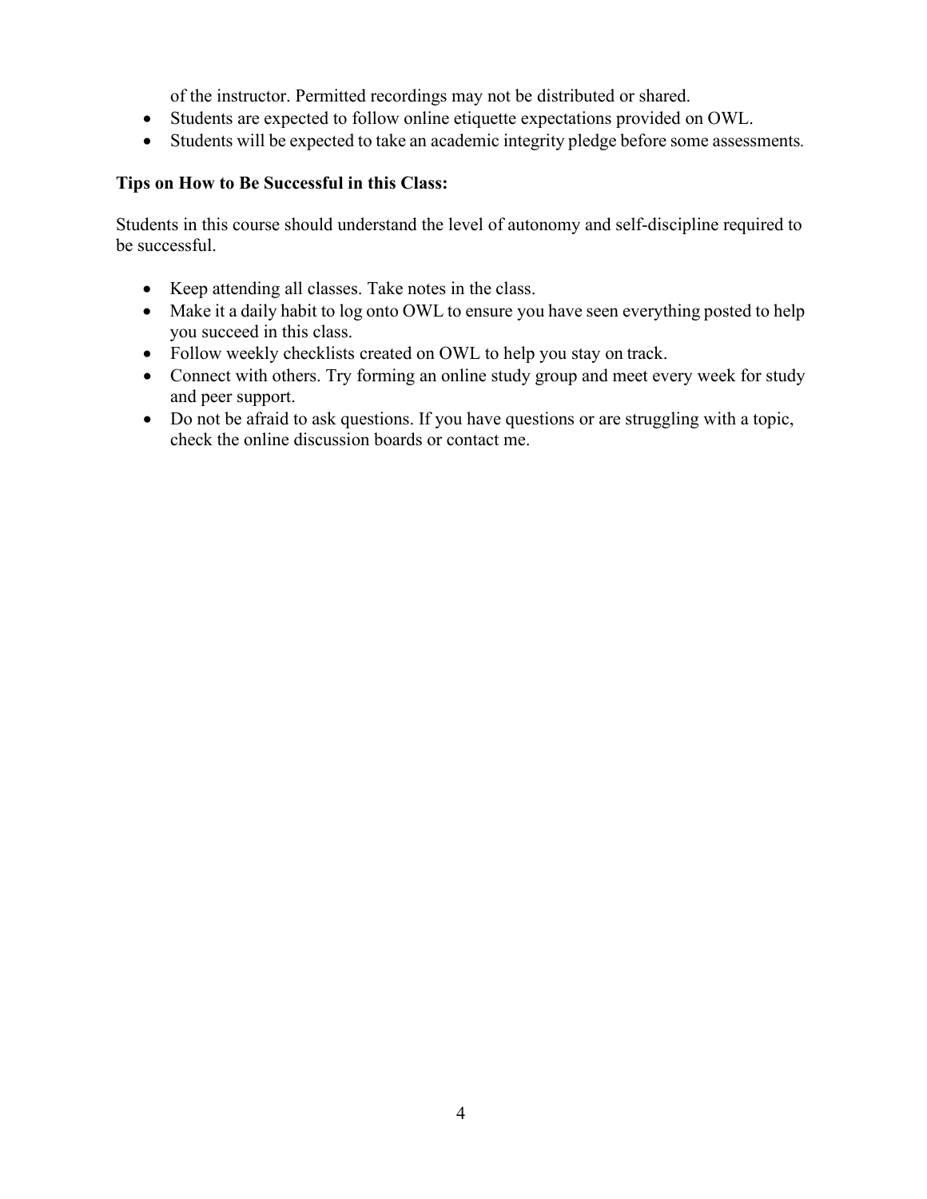of the instructor. Permitted recordings may not be distributed or shared.

- Students are expected to follow online etiquette expectations provided on OWL.
- Students will be expected to take an academic integrity pledge before some assessments.

**Tips on How to Be Successful in this Class:**

Students in this course should understand the level of autonomy and self-discipline required to be successful.

- Keep attending all classes. Take notes in the class.
- Make it a daily habit to log onto OWL to ensure you have seen everything posted to help you succeed in this class.
- Follow weekly checklists created on OWL to help you stay on track.
- Connect with others. Try forming an online study group and meet every week for study and peer support.
- Do not be afraid to ask questions. If you have questions or are struggling with a topic, check the online discussion boards or contact me.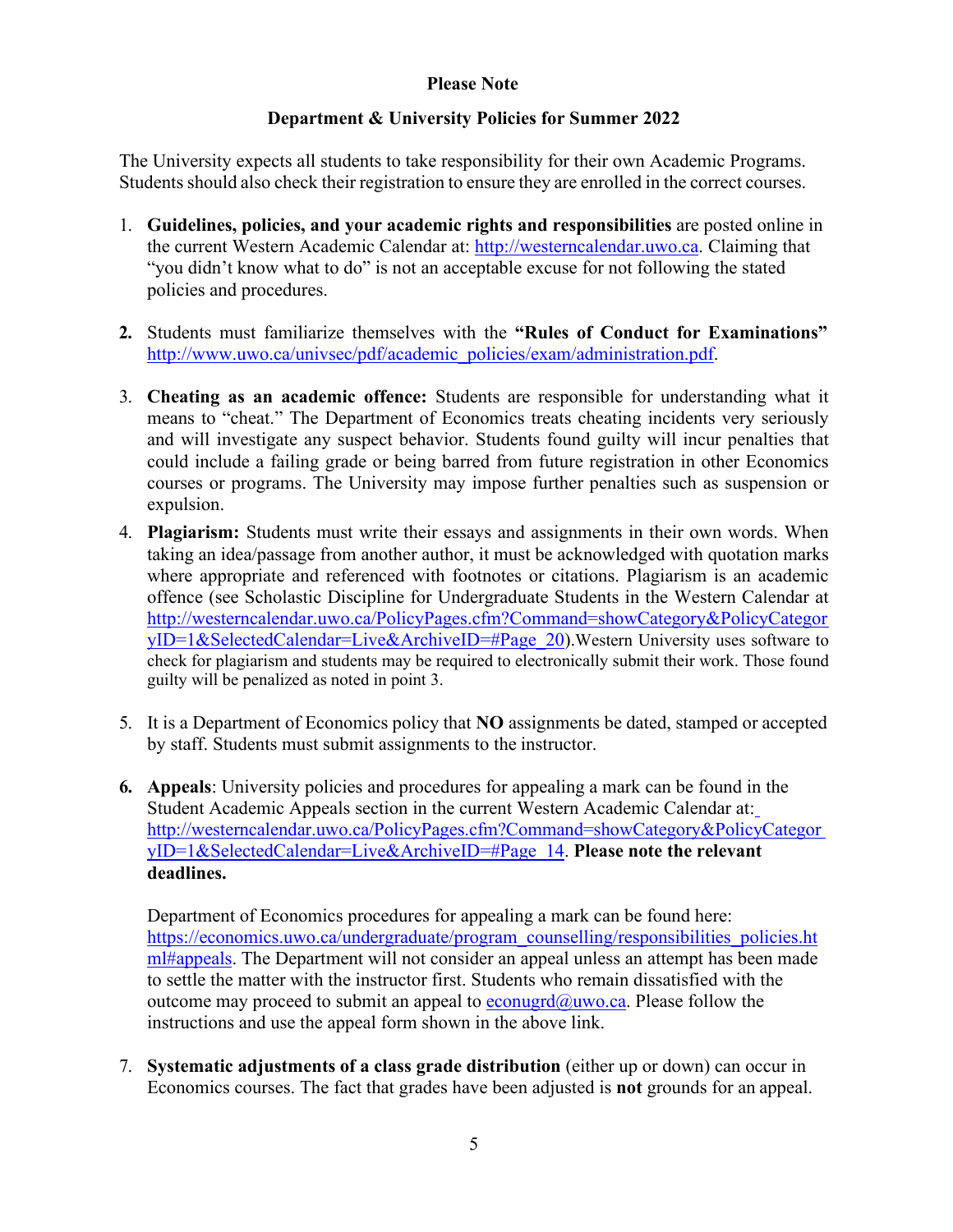**Please Note**

**Department & University Policies for Summer 2022**

The University expects all students to take responsibility for their own Academic Programs. Students should also check their registration to ensure they are enrolled in the correct courses.

1. **Guidelines, policies, and your academic rights and responsibilities** are posted online in the current Western Academic Calendar at: http://westerncalendar.uwo.ca. Claiming that "you didn't know what to do" is not an acceptable excuse for not following the stated policies and procedures.

2. Students must familiarize themselves with the **"Rules of Conduct for Examinations"** http://www.uwo.ca/univsec/pdf/academic_policies/exam/administration.pdf.

3. **Cheating as an academic offence:** Students are responsible for understanding what it means to "cheat." The Department of Economics treats cheating incidents very seriously and will investigate any suspect behavior. Students found guilty will incur penalties that could include a failing grade or being barred from future registration in other Economics courses or programs. The University may impose further penalties such as suspension or expulsion.

4. **Plagiarism:** Students must write their essays and assignments in their own words. When taking an idea/passage from another author, it must be acknowledged with quotation marks where appropriate and referenced with footnotes or citations. Plagiarism is an academic offence (see Scholastic Discipline for Undergraduate Students in the Western Calendar at http://westerncalendar.uwo.ca/PolicyPages.cfm?Command=showCategory&PolicyCategoryID=1&SelectedCalendar=Live&ArchiveID=#Page_20).Western University uses software to check for plagiarism and students may be required to electronically submit their work. Those found guilty will be penalized as noted in point 3.

5. It is a Department of Economics policy that **NO** assignments be dated, stamped or accepted by staff. Students must submit assignments to the instructor.

6. **Appeals**: University policies and procedures for appealing a mark can be found in the Student Academic Appeals section in the current Western Academic Calendar at: http://westerncalendar.uwo.ca/PolicyPages.cfm?Command=showCategory&PolicyCategoryID=1&SelectedCalendar=Live&ArchiveID=#Page_14. **Please note the relevant deadlines.**

   Department of Economics procedures for appealing a mark can be found here: https://economics.uwo.ca/undergraduate/program_counselling/responsibilities_policies.html#appeals. The Department will not consider an appeal unless an attempt has been made to settle the matter with the instructor first. Students who remain dissatisfied with the outcome may proceed to submit an appeal to econugrd@uwo.ca. Please follow the instructions and use the appeal form shown in the above link.

7. **Systematic adjustments of a class grade distribution** (either up or down) can occur in Economics courses. The fact that grades have been adjusted is **not** grounds for an appeal.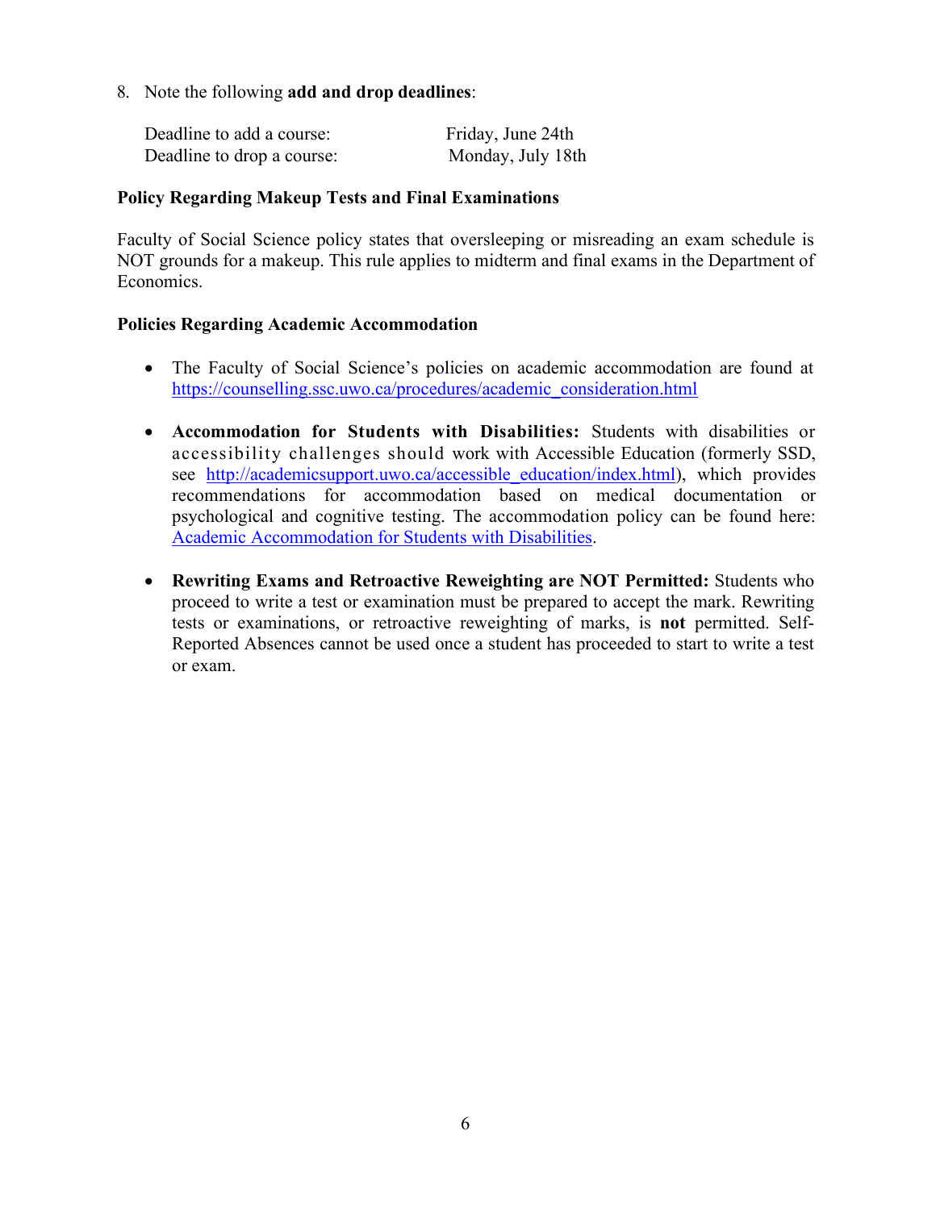8. Note the following **add and drop deadlines**:

| | |
|---|---|
| Deadline to add a course: | Friday, June 24th |
| Deadline to drop a course: | Monday, July 18th |

**Policy Regarding Makeup Tests and Final Examinations**

Faculty of Social Science policy states that oversleeping or misreading an exam schedule is NOT grounds for a makeup. This rule applies to midterm and final exams in the Department of Economics.

**Policies Regarding Academic Accommodation**

- The Faculty of Social Science's policies on academic accommodation are found at https://counselling.ssc.uwo.ca/procedures/academic_consideration.html

- **Accommodation for Students with Disabilities:** Students with disabilities or accessibility challenges should work with Accessible Education (formerly SSD, see http://academicsupport.uwo.ca/accessible_education/index.html), which provides recommendations for accommodation based on medical documentation or psychological and cognitive testing. The accommodation policy can be found here: Academic Accommodation for Students with Disabilities.

- **Rewriting Exams and Retroactive Reweighting are NOT Permitted:** Students who proceed to write a test or examination must be prepared to accept the mark. Rewriting tests or examinations, or retroactive reweighting of marks, is **not** permitted. Self-Reported Absences cannot be used once a student has proceeded to start to write a test or exam.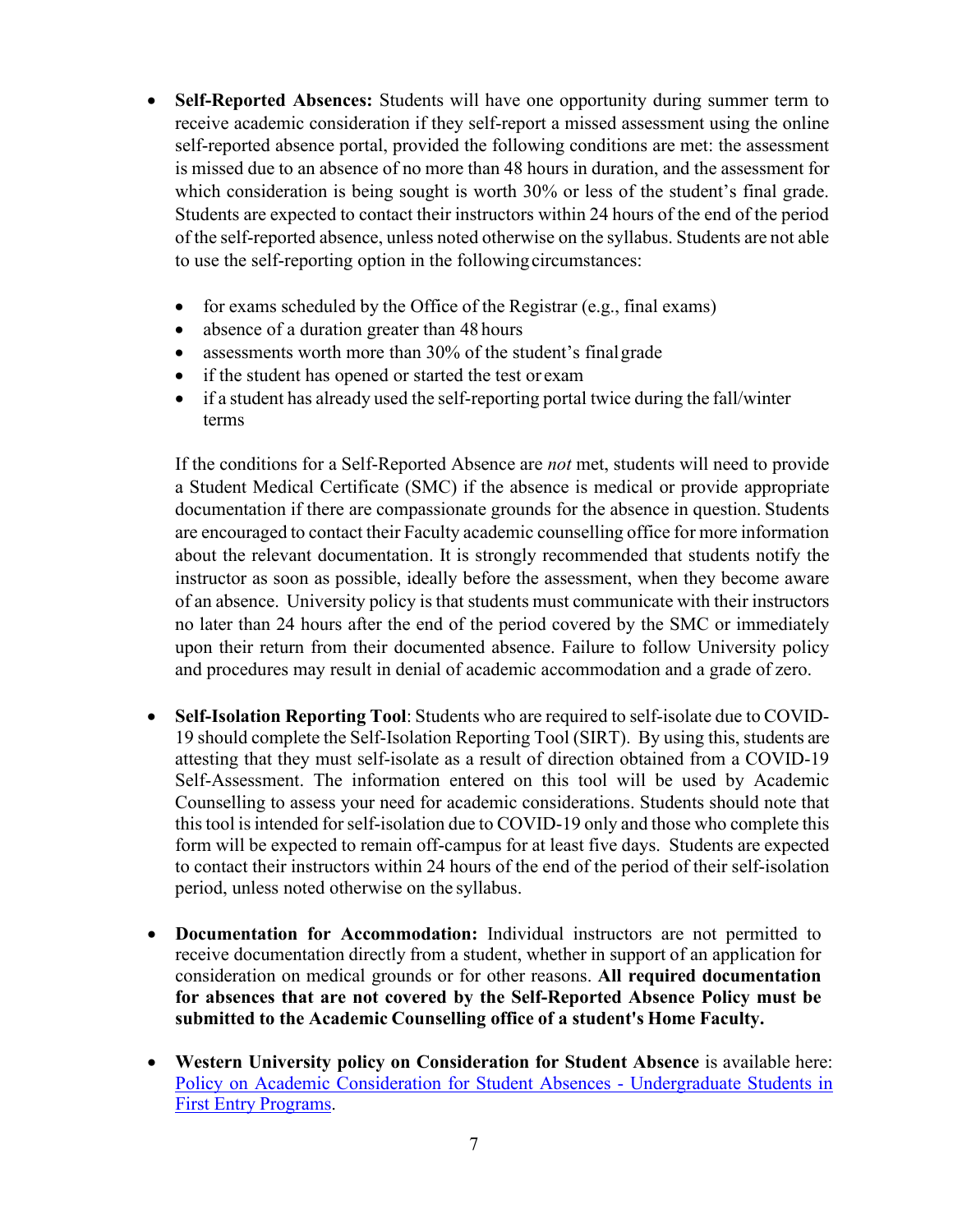- **Self-Reported Absences:** Students will have one opportunity during summer term to receive academic consideration if they self-report a missed assessment using the online self-reported absence portal, provided the following conditions are met: the assessment is missed due to an absence of no more than 48 hours in duration, and the assessment for which consideration is being sought is worth 30% or less of the student's final grade. Students are expected to contact their instructors within 24 hours of the end of the period of the self-reported absence, unless noted otherwise on the syllabus. Students are not able to use the self-reporting option in the following circumstances:

  - for exams scheduled by the Office of the Registrar (e.g., final exams)
  - absence of a duration greater than 48 hours
  - assessments worth more than 30% of the student's final grade
  - if the student has opened or started the test or exam
  - if a student has already used the self-reporting portal twice during the fall/winter terms

  If the conditions for a Self-Reported Absence are *not* met, students will need to provide a Student Medical Certificate (SMC) if the absence is medical or provide appropriate documentation if there are compassionate grounds for the absence in question. Students are encouraged to contact their Faculty academic counselling office for more information about the relevant documentation. It is strongly recommended that students notify the instructor as soon as possible, ideally before the assessment, when they become aware of an absence. University policy is that students must communicate with their instructors no later than 24 hours after the end of the period covered by the SMC or immediately upon their return from their documented absence. Failure to follow University policy and procedures may result in denial of academic accommodation and a grade of zero.

- **Self-Isolation Reporting Tool**: Students who are required to self-isolate due to COVID-19 should complete the Self-Isolation Reporting Tool (SIRT). By using this, students are attesting that they must self-isolate as a result of direction obtained from a COVID-19 Self-Assessment. The information entered on this tool will be used by Academic Counselling to assess your need for academic considerations. Students should note that this tool is intended for self-isolation due to COVID-19 only and those who complete this form will be expected to remain off-campus for at least five days. Students are expected to contact their instructors within 24 hours of the end of the period of their self-isolation period, unless noted otherwise on the syllabus.

- **Documentation for Accommodation:** Individual instructors are not permitted to receive documentation directly from a student, whether in support of an application for consideration on medical grounds or for other reasons. **All required documentation for absences that are not covered by the Self-Reported Absence Policy must be submitted to the Academic Counselling office of a student's Home Faculty.**

- **Western University policy on Consideration for Student Absence** is available here: [Policy on Academic Consideration for Student Absences - Undergraduate Students in First Entry Programs](Policy on Academic Consideration for Student Absences - Undergraduate Students in First Entry Programs).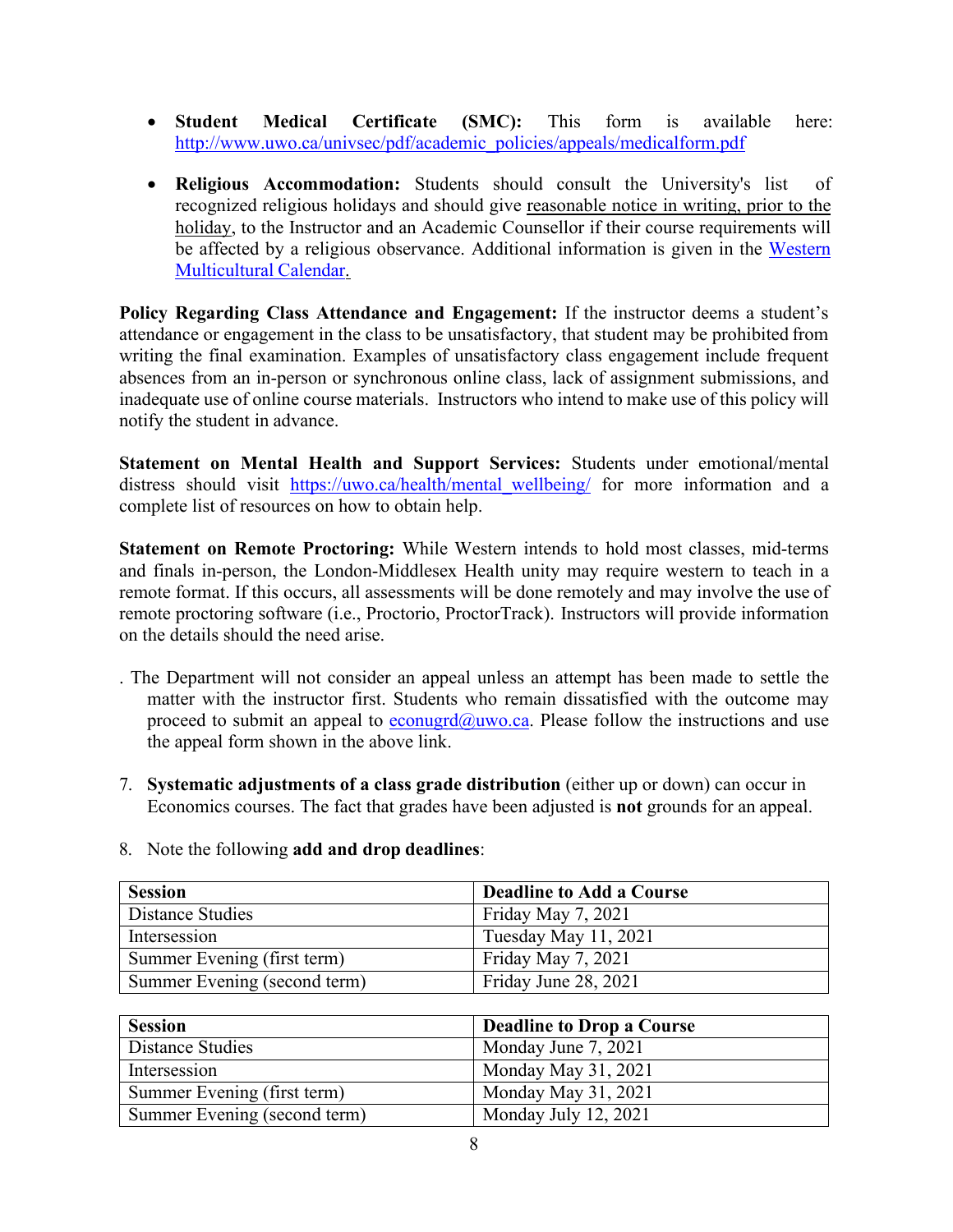- **Student Medical Certificate (SMC):** This form is available here: http://www.uwo.ca/univsec/pdf/academic_policies/appeals/medicalform.pdf

- **Religious Accommodation:** Students should consult the University's list of recognized religious holidays and should give reasonable notice in writing, prior to the holiday, to the Instructor and an Academic Counsellor if their course requirements will be affected by a religious observance. Additional information is given in the Western Multicultural Calendar.

**Policy Regarding Class Attendance and Engagement:** If the instructor deems a student's attendance or engagement in the class to be unsatisfactory, that student may be prohibited from writing the final examination. Examples of unsatisfactory class engagement include frequent absences from an in-person or synchronous online class, lack of assignment submissions, and inadequate use of online course materials. Instructors who intend to make use of this policy will notify the student in advance.

**Statement on Mental Health and Support Services:** Students under emotional/mental distress should visit https://uwo.ca/health/mental_wellbeing/ for more information and a complete list of resources on how to obtain help.

**Statement on Remote Proctoring:** While Western intends to hold most classes, mid-terms and finals in-person, the London-Middlesex Health unity may require western to teach in a remote format. If this occurs, all assessments will be done remotely and may involve the use of remote proctoring software (i.e., Proctorio, ProctorTrack). Instructors will provide information on the details should the need arise.

. The Department will not consider an appeal unless an attempt has been made to settle the matter with the instructor first. Students who remain dissatisfied with the outcome may proceed to submit an appeal to econugrd@uwo.ca. Please follow the instructions and use the appeal form shown in the above link.

7. **Systematic adjustments of a class grade distribution** (either up or down) can occur in Economics courses. The fact that grades have been adjusted is **not** grounds for an appeal.

8. Note the following **add and drop deadlines**:

| Session | Deadline to Add a Course |
|---|---|
| Distance Studies | Friday May 7, 2021 |
| Intersession | Tuesday May 11, 2021 |
| Summer Evening (first term) | Friday May 7, 2021 |
| Summer Evening (second term) | Friday June 28, 2021 |

| Session | Deadline to Drop a Course |
|---|---|
| Distance Studies | Monday June 7, 2021 |
| Intersession | Monday May 31, 2021 |
| Summer Evening (first term) | Monday May 31, 2021 |
| Summer Evening (second term) | Monday July 12, 2021 |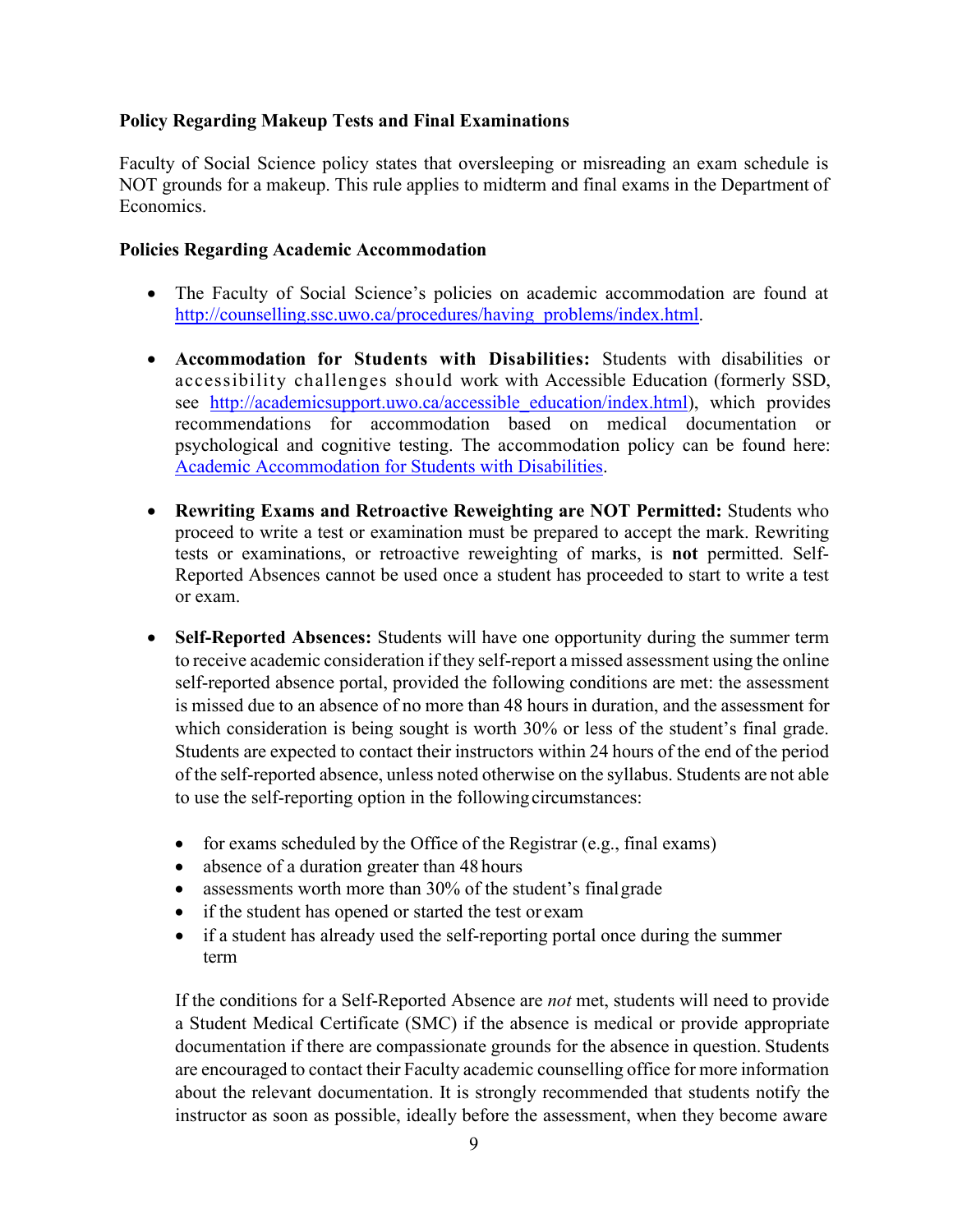**Policy Regarding Makeup Tests and Final Examinations**

Faculty of Social Science policy states that oversleeping or misreading an exam schedule is NOT grounds for a makeup. This rule applies to midterm and final exams in the Department of Economics.

**Policies Regarding Academic Accommodation**

- The Faculty of Social Science's policies on academic accommodation are found at [http://counselling.ssc.uwo.ca/procedures/having_problems/index.html](http://counselling.ssc.uwo.ca/procedures/having_problems/index.html).

- **Accommodation for Students with Disabilities:** Students with disabilities or accessibility challenges should work with Accessible Education (formerly SSD, see [http://academicsupport.uwo.ca/accessible_education/index.html](http://academicsupport.uwo.ca/accessible_education/index.html)), which provides recommendations for accommodation based on medical documentation or psychological and cognitive testing. The accommodation policy can be found here: Academic Accommodation for Students with Disabilities.

- **Rewriting Exams and Retroactive Reweighting are NOT Permitted:** Students who proceed to write a test or examination must be prepared to accept the mark. Rewriting tests or examinations, or retroactive reweighting of marks, is **not** permitted. Self-Reported Absences cannot be used once a student has proceeded to start to write a test or exam.

- **Self-Reported Absences:** Students will have one opportunity during the summer term to receive academic consideration if they self-report a missed assessment using the online self-reported absence portal, provided the following conditions are met: the assessment is missed due to an absence of no more than 48 hours in duration, and the assessment for which consideration is being sought is worth 30% or less of the student's final grade. Students are expected to contact their instructors within 24 hours of the end of the period of the self-reported absence, unless noted otherwise on the syllabus. Students are not able to use the self-reporting option in the following circumstances:

  - for exams scheduled by the Office of the Registrar (e.g., final exams)
  - absence of a duration greater than 48 hours
  - assessments worth more than 30% of the student's final grade
  - if the student has opened or started the test or exam
  - if a student has already used the self-reporting portal once during the summer term

  If the conditions for a Self-Reported Absence are *not* met, students will need to provide a Student Medical Certificate (SMC) if the absence is medical or provide appropriate documentation if there are compassionate grounds for the absence in question. Students are encouraged to contact their Faculty academic counselling office for more information about the relevant documentation. It is strongly recommended that students notify the instructor as soon as possible, ideally before the assessment, when they become aware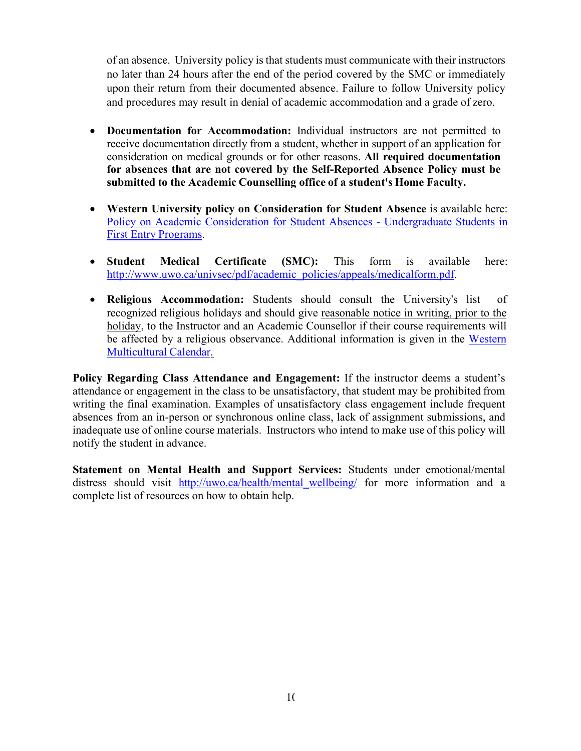of an absence. University policy is that students must communicate with their instructors no later than 24 hours after the end of the period covered by the SMC or immediately upon their return from their documented absence. Failure to follow University policy and procedures may result in denial of academic accommodation and a grade of zero.

- **Documentation for Accommodation:** Individual instructors are not permitted to receive documentation directly from a student, whether in support of an application for consideration on medical grounds or for other reasons. **All required documentation for absences that are not covered by the Self-Reported Absence Policy must be submitted to the Academic Counselling office of a student's Home Faculty.**

- **Western University policy on Consideration for Student Absence** is available here: [Policy on Academic Consideration for Student Absences - Undergraduate Students in First Entry Programs](#).

- **Student Medical Certificate (SMC):** This form is available here: [http://www.uwo.ca/univsec/pdf/academic_policies/appeals/medicalform.pdf](http://www.uwo.ca/univsec/pdf/academic_policies/appeals/medicalform.pdf).

- **Religious Accommodation:** Students should consult the University's list of recognized religious holidays and should give reasonable notice in writing, prior to the holiday, to the Instructor and an Academic Counsellor if their course requirements will be affected by a religious observance. Additional information is given in the [Western Multicultural Calendar.](#)

**Policy Regarding Class Attendance and Engagement:** If the instructor deems a student's attendance or engagement in the class to be unsatisfactory, that student may be prohibited from writing the final examination. Examples of unsatisfactory class engagement include frequent absences from an in-person or synchronous online class, lack of assignment submissions, and inadequate use of online course materials. Instructors who intend to make use of this policy will notify the student in advance.

**Statement on Mental Health and Support Services:** Students under emotional/mental distress should visit [http://uwo.ca/health/mental_wellbeing/](http://uwo.ca/health/mental_wellbeing/) for more information and a complete list of resources on how to obtain help.